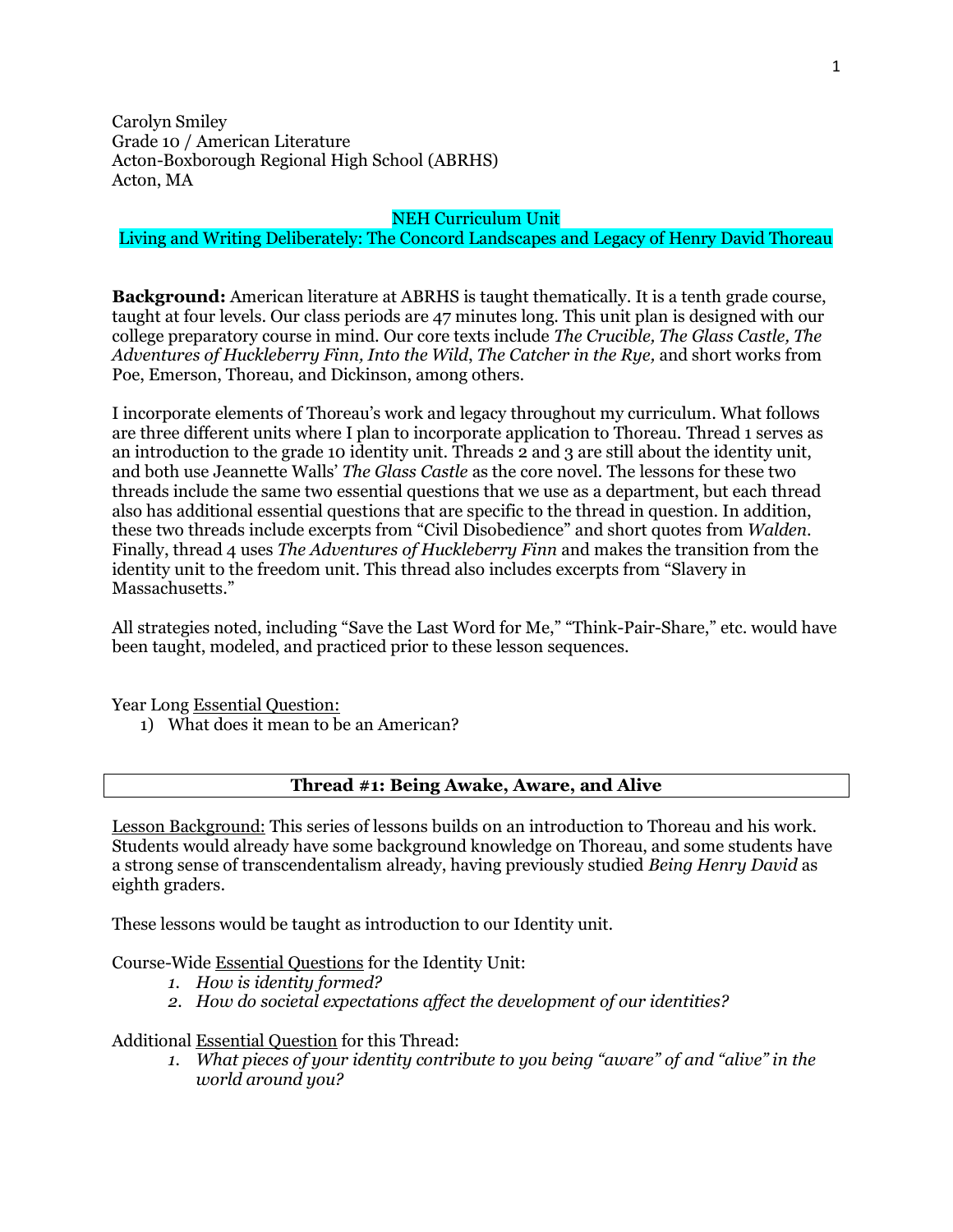Carolyn Smiley
Grade 10 / American Literature
Acton-Boxborough Regional High School (ABRHS)
Acton, MA

NEH Curriculum Unit
Living and Writing Deliberately: The Concord Landscapes and Legacy of Henry David Thoreau

**Background:** American literature at ABRHS is taught thematically. It is a tenth grade course, taught at four levels. Our class periods are 47 minutes long. This unit plan is designed with our college preparatory course in mind. Our core texts include *The Crucible, The Glass Castle, The Adventures of Huckleberry Finn, Into the Wild*, *The Catcher in the Rye,* and short works from Poe, Emerson, Thoreau, and Dickinson, among others.

I incorporate elements of Thoreau's work and legacy throughout my curriculum. What follows are three different units where I plan to incorporate application to Thoreau. Thread 1 serves as an introduction to the grade 10 identity unit. Threads 2 and 3 are still about the identity unit, and both use Jeannette Walls' *The Glass Castle* as the core novel. The lessons for these two threads include the same two essential questions that we use as a department, but each thread also has additional essential questions that are specific to the thread in question. In addition, these two threads include excerpts from "Civil Disobedience" and short quotes from *Walden*. Finally, thread 4 uses *The Adventures of Huckleberry Finn* and makes the transition from the identity unit to the freedom unit. This thread also includes excerpts from "Slavery in Massachusetts."

All strategies noted, including "Save the Last Word for Me," "Think-Pair-Share," etc. would have been taught, modeled, and practiced prior to these lesson sequences.

Year Long Essential Question:

1) What does it mean to be an American?

## Thread #1: Being Awake, Aware, and Alive

Lesson Background: This series of lessons builds on an introduction to Thoreau and his work. Students would already have some background knowledge on Thoreau, and some students have a strong sense of transcendentalism already, having previously studied *Being Henry David* as eighth graders.

These lessons would be taught as introduction to our Identity unit.

Course-Wide Essential Questions for the Identity Unit:

1. *How is identity formed?*
2. *How do societal expectations affect the development of our identities?*

Additional Essential Question for this Thread:

1. *What pieces of your identity contribute to you being "aware" of and "alive" in the world around you?*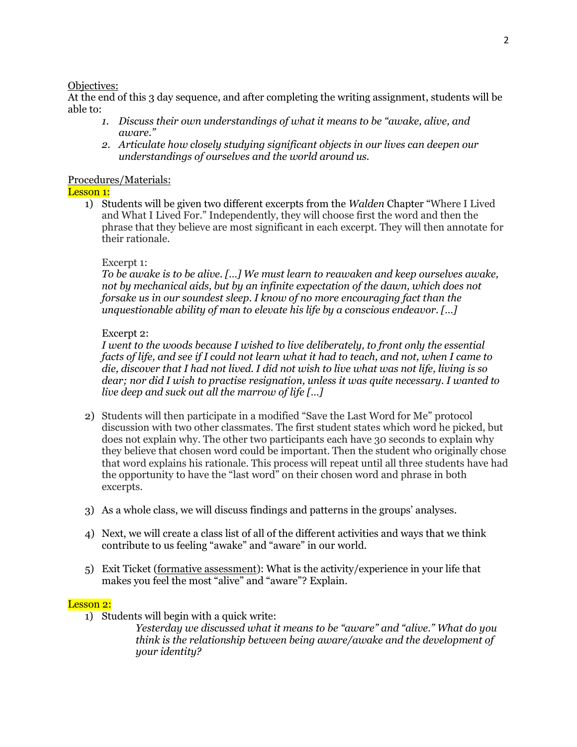Objectives:

At the end of this 3 day sequence, and after completing the writing assignment, students will be able to:

1. *Discuss their own understandings of what it means to be "awake, alive, and aware."*
2. *Articulate how closely studying significant objects in our lives can deepen our understandings of ourselves and the world around us.*

Procedures/Materials:

**Lesson 1:**

1) Students will be given two different excerpts from the *Walden* Chapter "Where I Lived and What I Lived For." Independently, they will choose first the word and then the phrase that they believe are most significant in each excerpt. They will then annotate for their rationale.

   Excerpt 1:
   *To be awake is to be alive. […] We must learn to reawaken and keep ourselves awake, not by mechanical aids, but by an infinite expectation of the dawn, which does not forsake us in our soundest sleep. I know of no more encouraging fact than the unquestionable ability of man to elevate his life by a conscious endeavor. […]*

   Excerpt 2:
   *I went to the woods because I wished to live deliberately, to front only the essential facts of life, and see if I could not learn what it had to teach, and not, when I came to die, discover that I had not lived. I did not wish to live what was not life, living is so dear; nor did I wish to practise resignation, unless it was quite necessary. I wanted to live deep and suck out all the marrow of life […]*

2) Students will then participate in a modified "Save the Last Word for Me" protocol discussion with two other classmates. The first student states which word he picked, but does not explain why. The other two participants each have 30 seconds to explain why they believe that chosen word could be important. Then the student who originally chose that word explains his rationale. This process will repeat until all three students have had the opportunity to have the "last word" on their chosen word and phrase in both excerpts.

3) As a whole class, we will discuss findings and patterns in the groups' analyses.

4) Next, we will create a class list of all of the different activities and ways that we think contribute to us feeling "awake" and "aware" in our world.

5) Exit Ticket (formative assessment): What is the activity/experience in your life that makes you feel the most "alive" and "aware"? Explain.

**Lesson 2:**

1) Students will begin with a quick write:
   *Yesterday we discussed what it means to be "aware" and "alive." What do you think is the relationship between being aware/awake and the development of your identity?*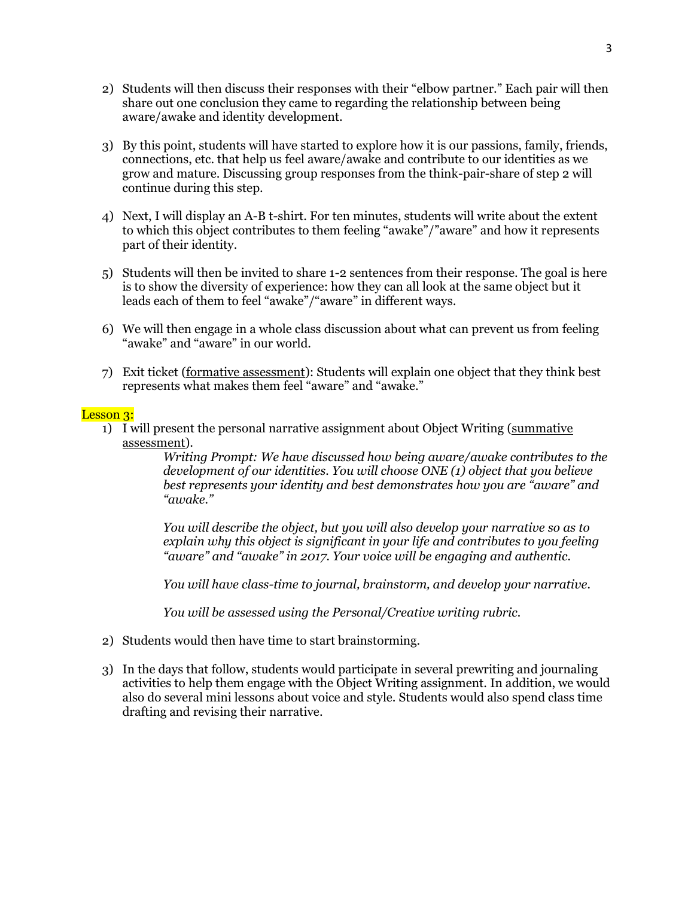2) Students will then discuss their responses with their "elbow partner." Each pair will then share out one conclusion they came to regarding the relationship between being aware/awake and identity development.

3) By this point, students will have started to explore how it is our passions, family, friends, connections, etc. that help us feel aware/awake and contribute to our identities as we grow and mature. Discussing group responses from the think-pair-share of step 2 will continue during this step.

4) Next, I will display an A-B t-shirt. For ten minutes, students will write about the extent to which this object contributes to them feeling "awake"/"aware" and how it represents part of their identity.

5) Students will then be invited to share 1-2 sentences from their response. The goal is here is to show the diversity of experience: how they can all look at the same object but it leads each of them to feel "awake"/"aware" in different ways.

6) We will then engage in a whole class discussion about what can prevent us from feeling "awake" and "aware" in our world.

7) Exit ticket (<u>formative assessment</u>): Students will explain one object that they think best represents what makes them feel "aware" and "awake."

Lesson 3:

1) I will present the personal narrative assignment about Object Writing (<u>summative assessment</u>).

   *Writing Prompt: We have discussed how being aware/awake contributes to the development of our identities. You will choose ONE (1) object that you believe best represents your identity and best demonstrates how you are "aware" and "awake."*

   *You will describe the object, but you will also develop your narrative so as to explain why this object is significant in your life and contributes to you feeling "aware" and "awake" in 2017. Your voice will be engaging and authentic.*

   *You will have class-time to journal, brainstorm, and develop your narrative.*

   *You will be assessed using the Personal/Creative writing rubric.*

2) Students would then have time to start brainstorming.

3) In the days that follow, students would participate in several prewriting and journaling activities to help them engage with the Object Writing assignment. In addition, we would also do several mini lessons about voice and style. Students would also spend class time drafting and revising their narrative.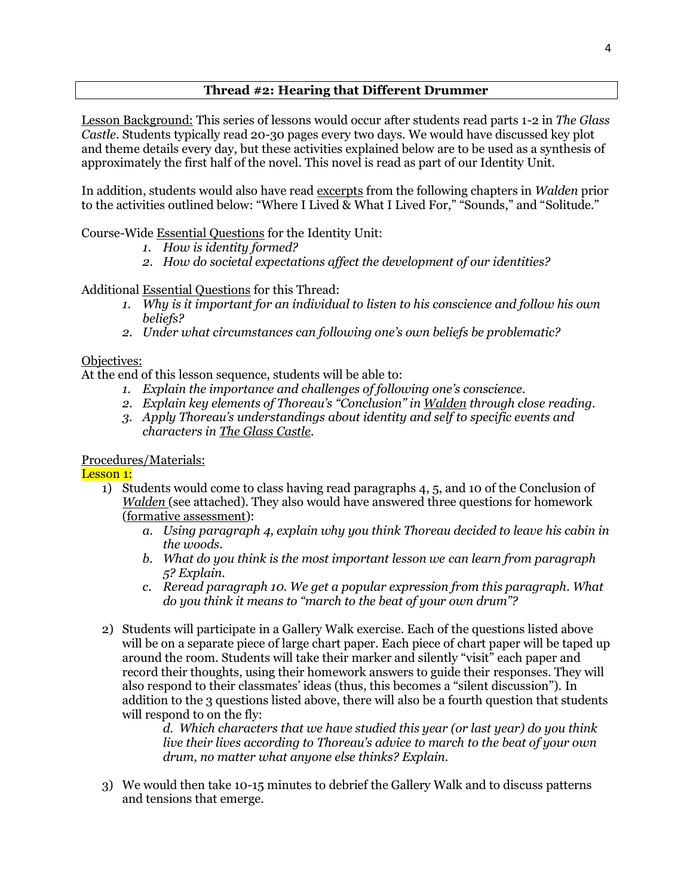## Thread #2: Hearing that Different Drummer

Lesson Background: This series of lessons would occur after students read parts 1-2 in *The Glass Castle*. Students typically read 20-30 pages every two days. We would have discussed key plot and theme details every day, but these activities explained below are to be used as a synthesis of approximately the first half of the novel. This novel is read as part of our Identity Unit.

In addition, students would also have read excerpts from the following chapters in *Walden* prior to the activities outlined below: "Where I Lived & What I Lived For," "Sounds," and "Solitude."

Course-Wide Essential Questions for the Identity Unit:

1. *How is identity formed?*
2. *How do societal expectations affect the development of our identities?*

Additional Essential Questions for this Thread:

1. *Why is it important for an individual to listen to his conscience and follow his own beliefs?*
2. *Under what circumstances can following one's own beliefs be problematic?*

Objectives:

At the end of this lesson sequence, students will be able to:

1. *Explain the importance and challenges of following one's conscience.*
2. *Explain key elements of Thoreau's "Conclusion" in Walden through close reading.*
3. *Apply Thoreau's understandings about identity and self to specific events and characters in The Glass Castle.*

Procedures/Materials:

Lesson 1:

1) Students would come to class having read paragraphs 4, 5, and 10 of the Conclusion of *Walden* (see attached). They also would have answered three questions for homework (formative assessment):
   a. *Using paragraph 4, explain why you think Thoreau decided to leave his cabin in the woods.*
   b. *What do you think is the most important lesson we can learn from paragraph 5? Explain.*
   c. *Reread paragraph 10. We get a popular expression from this paragraph. What do you think it means to "march to the beat of your own drum"?*

2) Students will participate in a Gallery Walk exercise. Each of the questions listed above will be on a separate piece of large chart paper. Each piece of chart paper will be taped up around the room. Students will take their marker and silently "visit" each paper and record their thoughts, using their homework answers to guide their responses. They will also respond to their classmates' ideas (thus, this becomes a "silent discussion"). In addition to the 3 questions listed above, there will also be a fourth question that students will respond to on the fly:

   d. *Which characters that we have studied this year (or last year) do you think live their lives according to Thoreau's advice to march to the beat of your own drum, no matter what anyone else thinks? Explain.*

3) We would then take 10-15 minutes to debrief the Gallery Walk and to discuss patterns and tensions that emerge.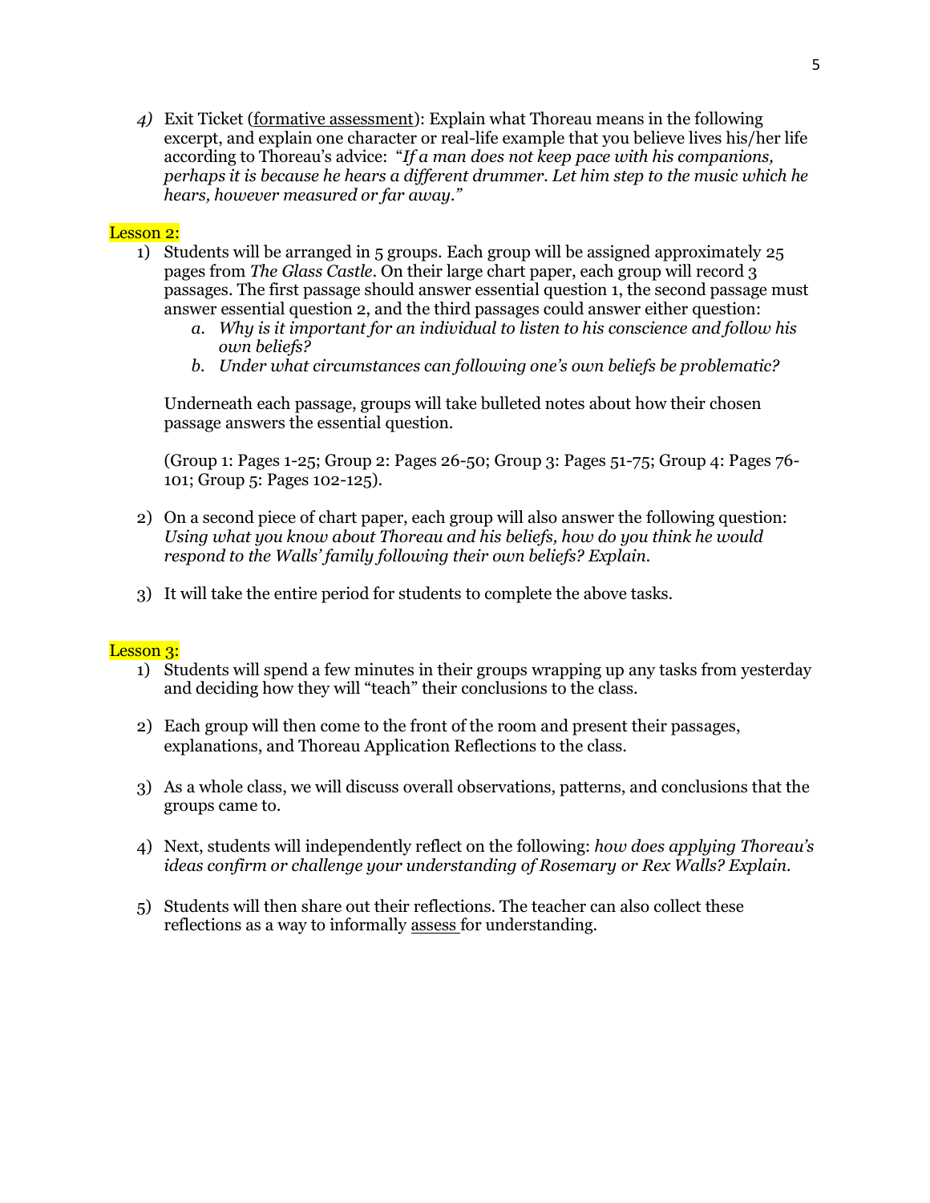4) Exit Ticket (formative assessment): Explain what Thoreau means in the following excerpt, and explain one character or real-life example that you believe lives his/her life according to Thoreau's advice: "*If a man does not keep pace with his companions, perhaps it is because he hears a different drummer. Let him step to the music which he hears, however measured or far away.*"

Lesson 2:

1) Students will be arranged in 5 groups. Each group will be assigned approximately 25 pages from *The Glass Castle*. On their large chart paper, each group will record 3 passages. The first passage should answer essential question 1, the second passage must answer essential question 2, and the third passages could answer either question:
    a. *Why is it important for an individual to listen to his conscience and follow his own beliefs?*
    b. *Under what circumstances can following one's own beliefs be problematic?*

    Underneath each passage, groups will take bulleted notes about how their chosen passage answers the essential question.

    (Group 1: Pages 1-25; Group 2: Pages 26-50; Group 3: Pages 51-75; Group 4: Pages 76-101; Group 5: Pages 102-125).

2) On a second piece of chart paper, each group will also answer the following question: *Using what you know about Thoreau and his beliefs, how do you think he would respond to the Walls' family following their own beliefs? Explain.*

3) It will take the entire period for students to complete the above tasks.

Lesson 3:

1) Students will spend a few minutes in their groups wrapping up any tasks from yesterday and deciding how they will "teach" their conclusions to the class.

2) Each group will then come to the front of the room and present their passages, explanations, and Thoreau Application Reflections to the class.

3) As a whole class, we will discuss overall observations, patterns, and conclusions that the groups came to.

4) Next, students will independently reflect on the following: *how does applying Thoreau's ideas confirm or challenge your understanding of Rosemary or Rex Walls? Explain.*

5) Students will then share out their reflections. The teacher can also collect these reflections as a way to informally assess for understanding.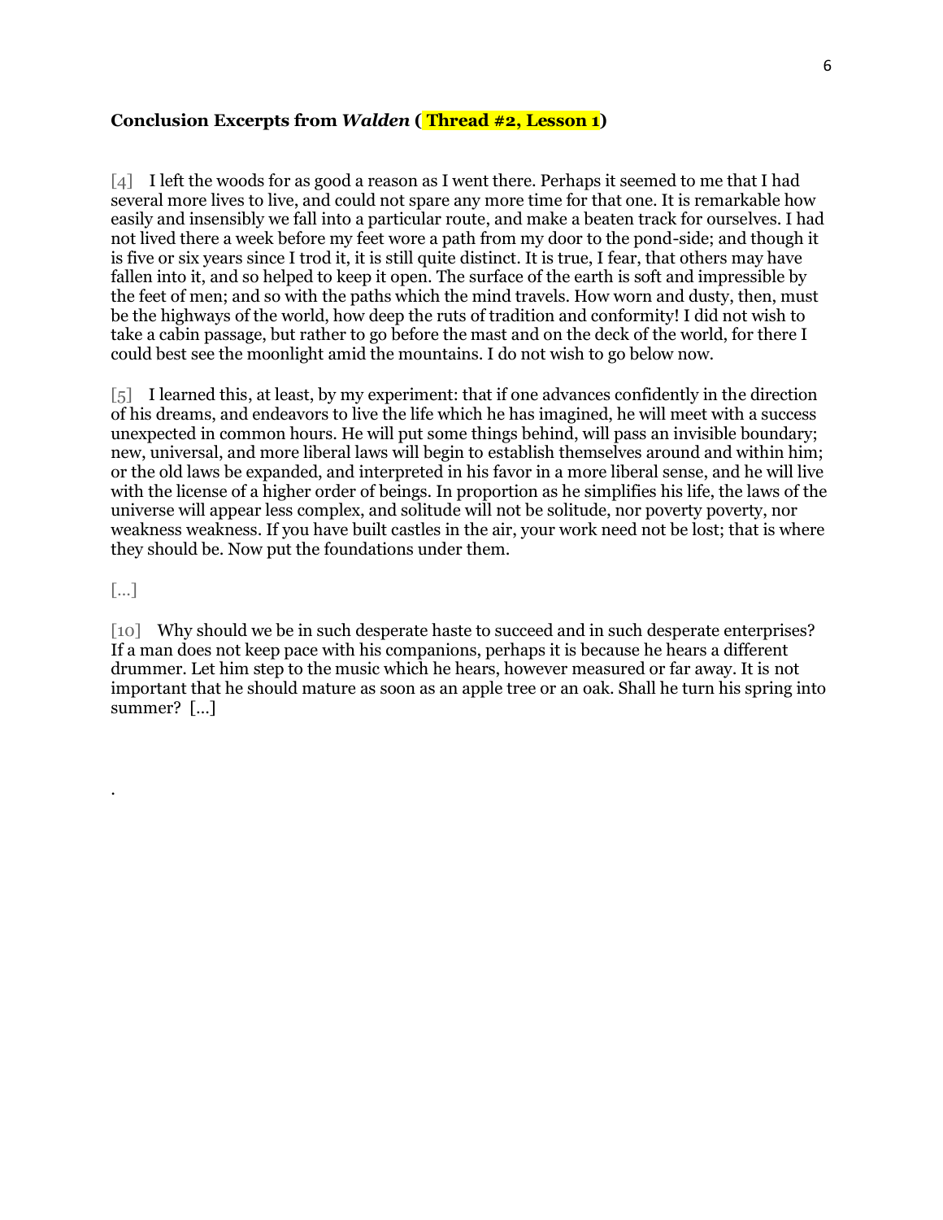**Conclusion Excerpts from *Walden* ( Thread #2, Lesson 1)**

[4] I left the woods for as good a reason as I went there. Perhaps it seemed to me that I had several more lives to live, and could not spare any more time for that one. It is remarkable how easily and insensibly we fall into a particular route, and make a beaten track for ourselves. I had not lived there a week before my feet wore a path from my door to the pond-side; and though it is five or six years since I trod it, it is still quite distinct. It is true, I fear, that others may have fallen into it, and so helped to keep it open. The surface of the earth is soft and impressible by the feet of men; and so with the paths which the mind travels. How worn and dusty, then, must be the highways of the world, how deep the ruts of tradition and conformity! I did not wish to take a cabin passage, but rather to go before the mast and on the deck of the world, for there I could best see the moonlight amid the mountains. I do not wish to go below now.

[5] I learned this, at least, by my experiment: that if one advances confidently in the direction of his dreams, and endeavors to live the life which he has imagined, he will meet with a success unexpected in common hours. He will put some things behind, will pass an invisible boundary; new, universal, and more liberal laws will begin to establish themselves around and within him; or the old laws be expanded, and interpreted in his favor in a more liberal sense, and he will live with the license of a higher order of beings. In proportion as he simplifies his life, the laws of the universe will appear less complex, and solitude will not be solitude, nor poverty poverty, nor weakness weakness. If you have built castles in the air, your work need not be lost; that is where they should be. Now put the foundations under them.

[...]

[10] Why should we be in such desperate haste to succeed and in such desperate enterprises? If a man does not keep pace with his companions, perhaps it is because he hears a different drummer. Let him step to the music which he hears, however measured or far away. It is not important that he should mature as soon as an apple tree or an oak. Shall he turn his spring into summer? [...]

.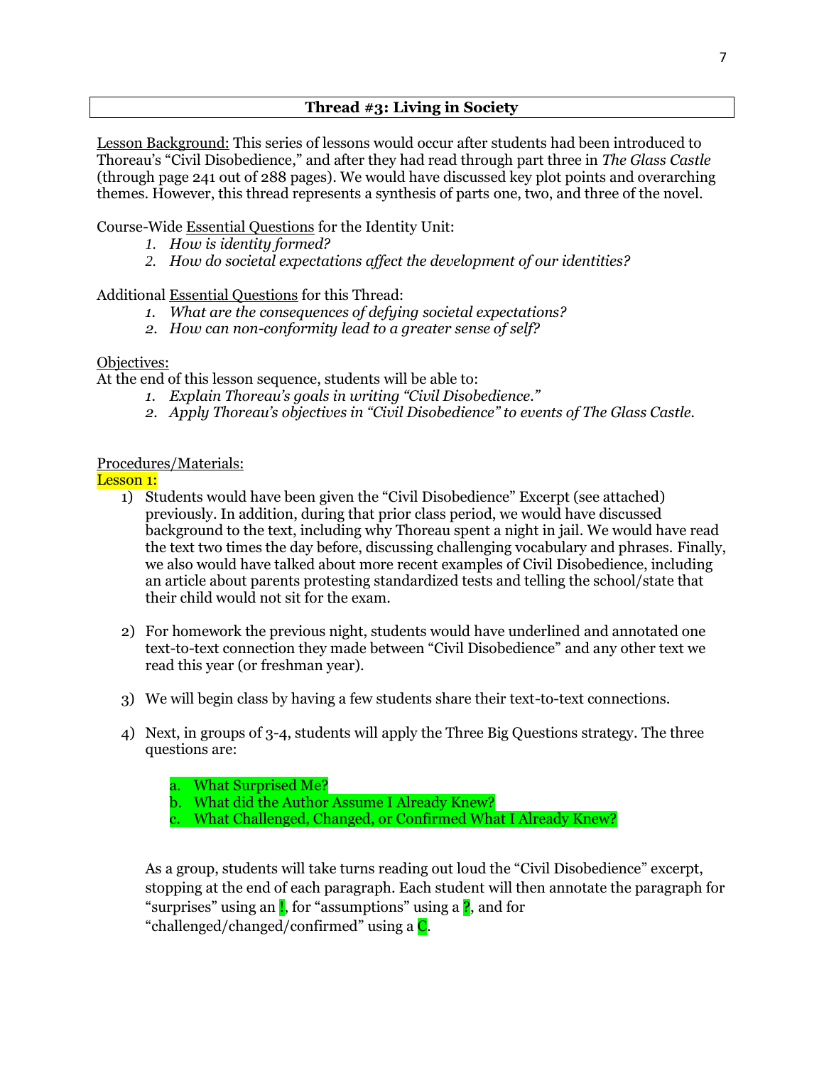## Thread #3: Living in Society

Lesson Background: This series of lessons would occur after students had been introduced to Thoreau's "Civil Disobedience," and after they had read through part three in *The Glass Castle* (through page 241 out of 288 pages). We would have discussed key plot points and overarching themes. However, this thread represents a synthesis of parts one, two, and three of the novel.

Course-Wide Essential Questions for the Identity Unit:

1. *How is identity formed?*
2. *How do societal expectations affect the development of our identities?*

Additional Essential Questions for this Thread:

1. *What are the consequences of defying societal expectations?*
2. *How can non-conformity lead to a greater sense of self?*

Objectives:

At the end of this lesson sequence, students will be able to:

1. *Explain Thoreau's goals in writing "Civil Disobedience."*
2. *Apply Thoreau's objectives in "Civil Disobedience" to events of The Glass Castle.*

Procedures/Materials:

Lesson 1:

1) Students would have been given the "Civil Disobedience" Excerpt (see attached) previously. In addition, during that prior class period, we would have discussed background to the text, including why Thoreau spent a night in jail. We would have read the text two times the day before, discussing challenging vocabulary and phrases. Finally, we also would have talked about more recent examples of Civil Disobedience, including an article about parents protesting standardized tests and telling the school/state that their child would not sit for the exam.

2) For homework the previous night, students would have underlined and annotated one text-to-text connection they made between "Civil Disobedience" and any other text we read this year (or freshman year).

3) We will begin class by having a few students share their text-to-text connections.

4) Next, in groups of 3-4, students will apply the Three Big Questions strategy. The three questions are:

   a. What Surprised Me?
   b. What did the Author Assume I Already Knew?
   c. What Challenged, Changed, or Confirmed What I Already Knew?

   As a group, students will take turns reading out loud the "Civil Disobedience" excerpt, stopping at the end of each paragraph. Each student will then annotate the paragraph for "surprises" using an !, for "assumptions" using a ?, and for "challenged/changed/confirmed" using a C.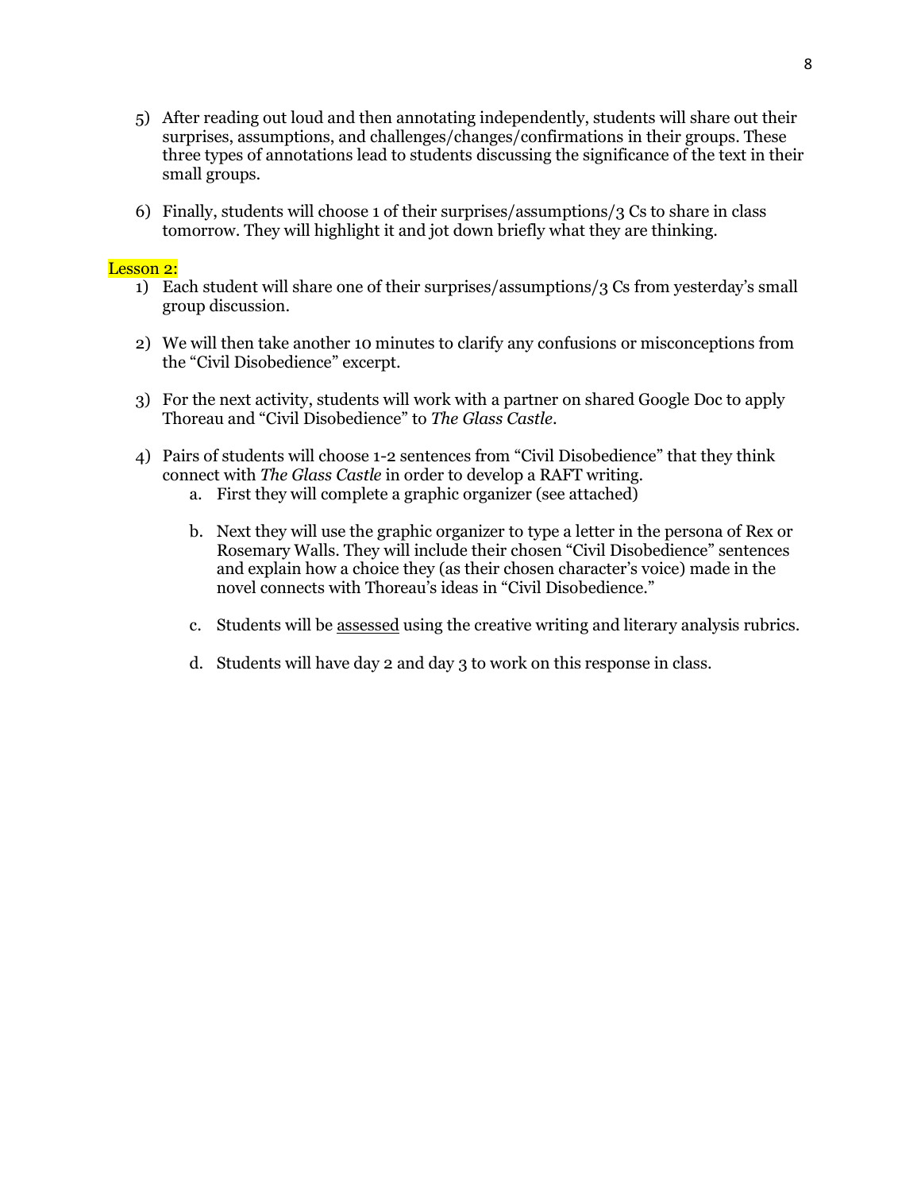5) After reading out loud and then annotating independently, students will share out their surprises, assumptions, and challenges/changes/confirmations in their groups. These three types of annotations lead to students discussing the significance of the text in their small groups.

6) Finally, students will choose 1 of their surprises/assumptions/3 Cs to share in class tomorrow. They will highlight it and jot down briefly what they are thinking.

Lesson 2:

1) Each student will share one of their surprises/assumptions/3 Cs from yesterday's small group discussion.

2) We will then take another 10 minutes to clarify any confusions or misconceptions from the "Civil Disobedience" excerpt.

3) For the next activity, students will work with a partner on shared Google Doc to apply Thoreau and "Civil Disobedience" to *The Glass Castle*.

4) Pairs of students will choose 1-2 sentences from "Civil Disobedience" that they think connect with *The Glass Castle* in order to develop a RAFT writing.
    a. First they will complete a graphic organizer (see attached)

    b. Next they will use the graphic organizer to type a letter in the persona of Rex or Rosemary Walls. They will include their chosen "Civil Disobedience" sentences and explain how a choice they (as their chosen character's voice) made in the novel connects with Thoreau's ideas in "Civil Disobedience."

    c. Students will be <u>assessed</u> using the creative writing and literary analysis rubrics.

    d. Students will have day 2 and day 3 to work on this response in class.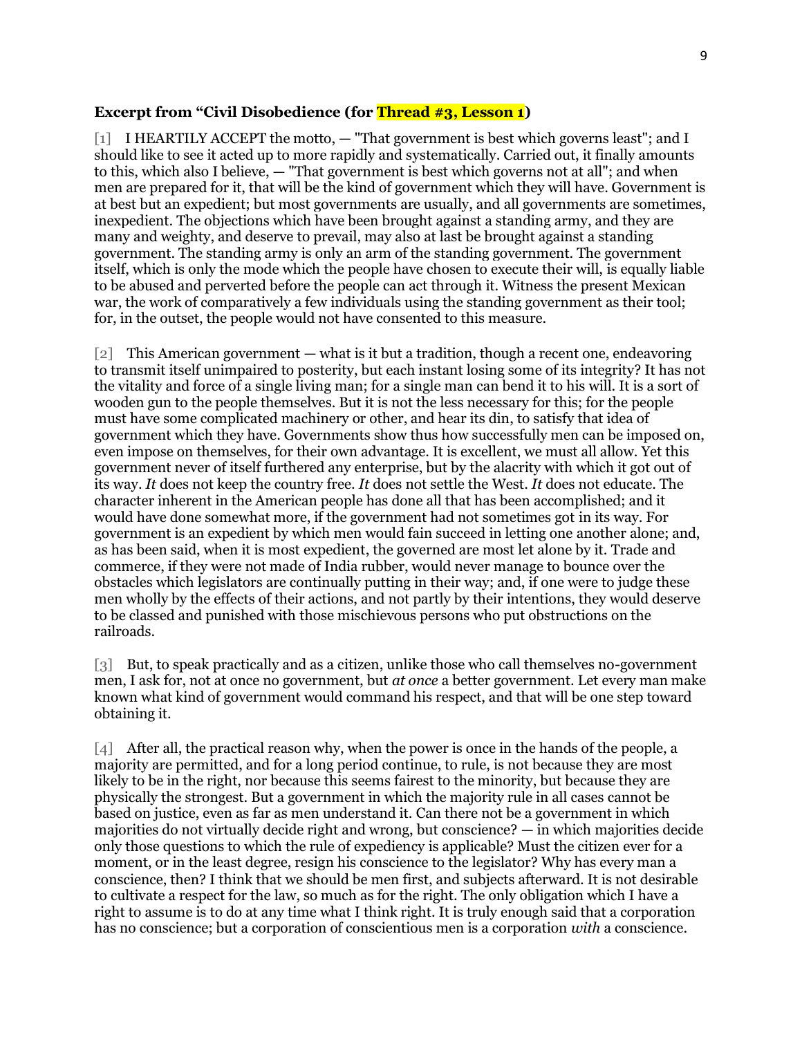**Excerpt from "Civil Disobedience (for Thread #3, Lesson 1)**

[1] I HEARTILY ACCEPT the motto, — "That government is best which governs least"; and I should like to see it acted up to more rapidly and systematically. Carried out, it finally amounts to this, which also I believe, — "That government is best which governs not at all"; and when men are prepared for it, that will be the kind of government which they will have. Government is at best but an expedient; but most governments are usually, and all governments are sometimes, inexpedient. The objections which have been brought against a standing army, and they are many and weighty, and deserve to prevail, may also at last be brought against a standing government. The standing army is only an arm of the standing government. The government itself, which is only the mode which the people have chosen to execute their will, is equally liable to be abused and perverted before the people can act through it. Witness the present Mexican war, the work of comparatively a few individuals using the standing government as their tool; for, in the outset, the people would not have consented to this measure.

[2] This American government — what is it but a tradition, though a recent one, endeavoring to transmit itself unimpaired to posterity, but each instant losing some of its integrity? It has not the vitality and force of a single living man; for a single man can bend it to his will. It is a sort of wooden gun to the people themselves. But it is not the less necessary for this; for the people must have some complicated machinery or other, and hear its din, to satisfy that idea of government which they have. Governments show thus how successfully men can be imposed on, even impose on themselves, for their own advantage. It is excellent, we must all allow. Yet this government never of itself furthered any enterprise, but by the alacrity with which it got out of its way. *It* does not keep the country free. *It* does not settle the West. *It* does not educate. The character inherent in the American people has done all that has been accomplished; and it would have done somewhat more, if the government had not sometimes got in its way. For government is an expedient by which men would fain succeed in letting one another alone; and, as has been said, when it is most expedient, the governed are most let alone by it. Trade and commerce, if they were not made of India rubber, would never manage to bounce over the obstacles which legislators are continually putting in their way; and, if one were to judge these men wholly by the effects of their actions, and not partly by their intentions, they would deserve to be classed and punished with those mischievous persons who put obstructions on the railroads.

[3] But, to speak practically and as a citizen, unlike those who call themselves no-government men, I ask for, not at once no government, but *at once* a better government. Let every man make known what kind of government would command his respect, and that will be one step toward obtaining it.

[4] After all, the practical reason why, when the power is once in the hands of the people, a majority are permitted, and for a long period continue, to rule, is not because they are most likely to be in the right, nor because this seems fairest to the minority, but because they are physically the strongest. But a government in which the majority rule in all cases cannot be based on justice, even as far as men understand it. Can there not be a government in which majorities do not virtually decide right and wrong, but conscience? — in which majorities decide only those questions to which the rule of expediency is applicable? Must the citizen ever for a moment, or in the least degree, resign his conscience to the legislator? Why has every man a conscience, then? I think that we should be men first, and subjects afterward. It is not desirable to cultivate a respect for the law, so much as for the right. The only obligation which I have a right to assume is to do at any time what I think right. It is truly enough said that a corporation has no conscience; but a corporation of conscientious men is a corporation *with* a conscience.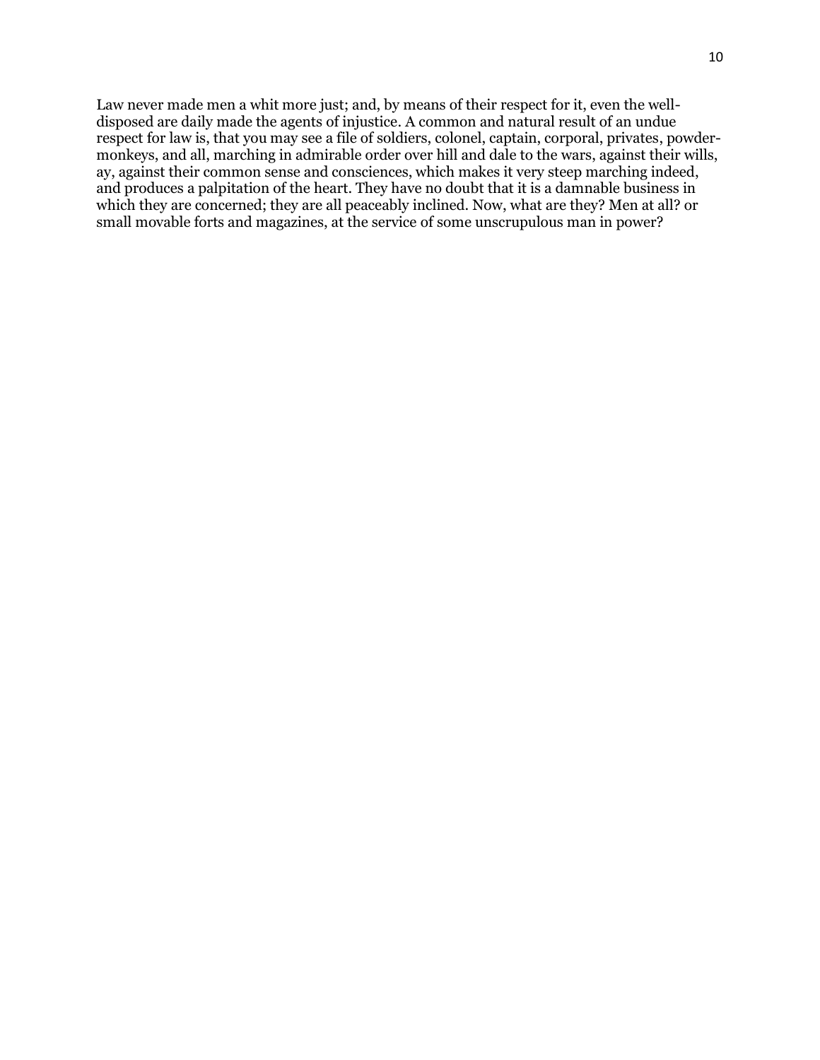Law never made men a whit more just; and, by means of their respect for it, even the well-disposed are daily made the agents of injustice. A common and natural result of an undue respect for law is, that you may see a file of soldiers, colonel, captain, corporal, privates, powder-monkeys, and all, marching in admirable order over hill and dale to the wars, against their wills, ay, against their common sense and consciences, which makes it very steep marching indeed, and produces a palpitation of the heart. They have no doubt that it is a damnable business in which they are concerned; they are all peaceably inclined. Now, what are they? Men at all? or small movable forts and magazines, at the service of some unscrupulous man in power?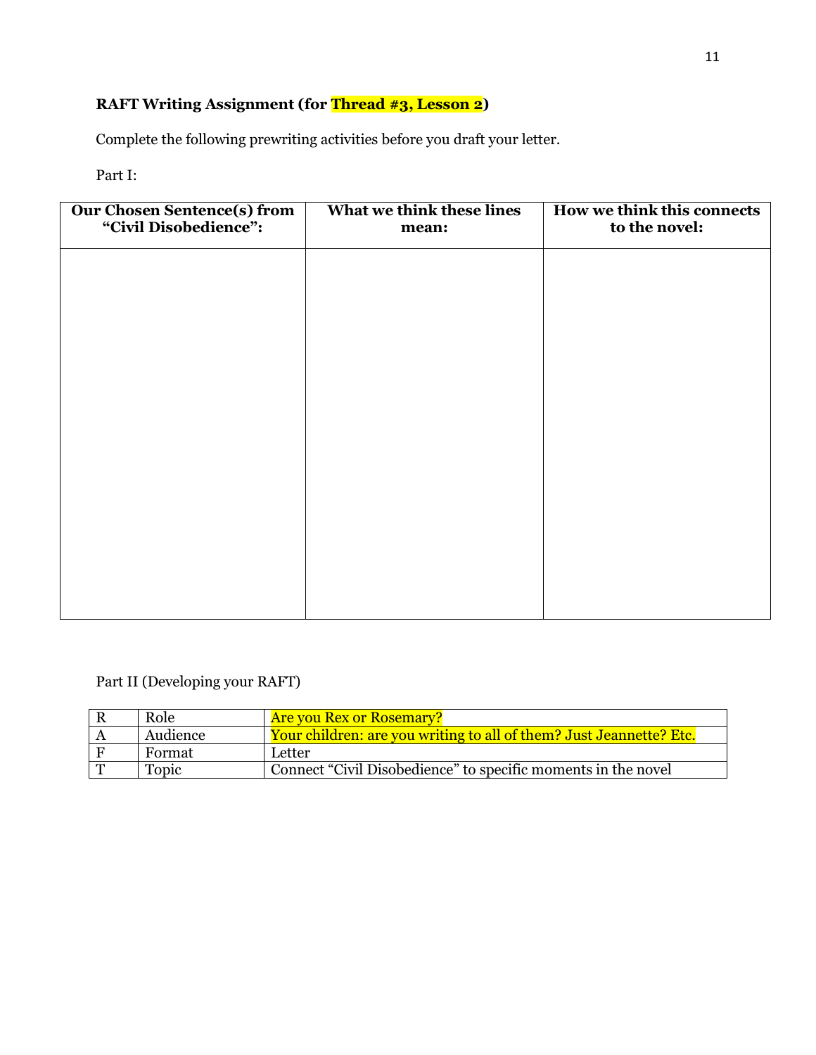**RAFT Writing Assignment (for Thread #3, Lesson 2)**

Complete the following prewriting activities before you draft your letter.

Part I:

| Our Chosen Sentence(s) from "Civil Disobedience": | What we think these lines mean: | How we think this connects to the novel: |
|---|---|---|
| | | |

Part II (Developing your RAFT)

| R | Role | Are you Rex or Rosemary? |
|---|---|---|
| A | Audience | Your children: are you writing to all of them? Just Jeannette? Etc. |
| F | Format | Letter |
| T | Topic | Connect "Civil Disobedience" to specific moments in the novel |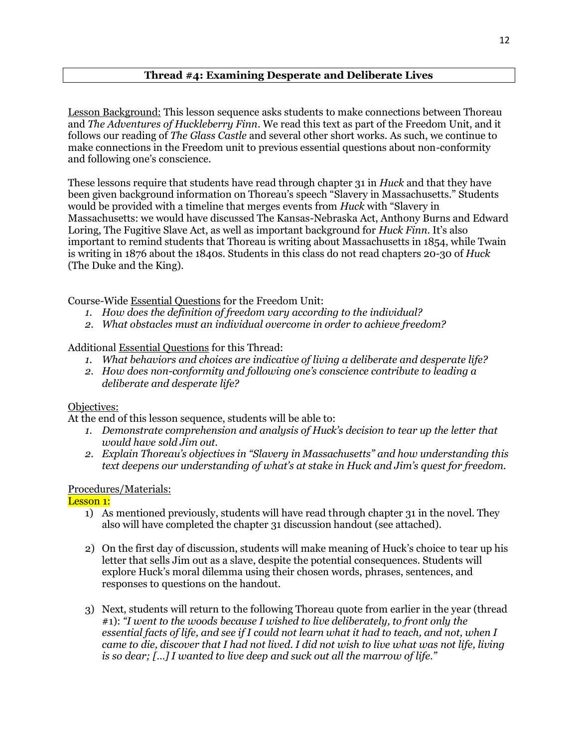## Thread #4: Examining Desperate and Deliberate Lives

Lesson Background: This lesson sequence asks students to make connections between Thoreau and *The Adventures of Huckleberry Finn*. We read this text as part of the Freedom Unit, and it follows our reading of *The Glass Castle* and several other short works. As such, we continue to make connections in the Freedom unit to previous essential questions about non-conformity and following one's conscience.

These lessons require that students have read through chapter 31 in *Huck* and that they have been given background information on Thoreau's speech "Slavery in Massachusetts." Students would be provided with a timeline that merges events from *Huck* with "Slavery in Massachusetts: we would have discussed The Kansas-Nebraska Act, Anthony Burns and Edward Loring, The Fugitive Slave Act, as well as important background for *Huck Finn*. It's also important to remind students that Thoreau is writing about Massachusetts in 1854, while Twain is writing in 1876 about the 1840s. Students in this class do not read chapters 20-30 of *Huck* (The Duke and the King).

Course-Wide Essential Questions for the Freedom Unit:

1. *How does the definition of freedom vary according to the individual?*
2. *What obstacles must an individual overcome in order to achieve freedom?*

Additional Essential Questions for this Thread:

1. *What behaviors and choices are indicative of living a deliberate and desperate life?*
2. *How does non-conformity and following one's conscience contribute to leading a deliberate and desperate life?*

Objectives:

At the end of this lesson sequence, students will be able to:

1. *Demonstrate comprehension and analysis of Huck's decision to tear up the letter that would have sold Jim out.*
2. *Explain Thoreau's objectives in "Slavery in Massachusetts" and how understanding this text deepens our understanding of what's at stake in Huck and Jim's quest for freedom.*

Procedures/Materials:

Lesson 1:

1) As mentioned previously, students will have read through chapter 31 in the novel. They also will have completed the chapter 31 discussion handout (see attached).

2) On the first day of discussion, students will make meaning of Huck's choice to tear up his letter that sells Jim out as a slave, despite the potential consequences. Students will explore Huck's moral dilemma using their chosen words, phrases, sentences, and responses to questions on the handout.

3) Next, students will return to the following Thoreau quote from earlier in the year (thread #1): *"I went to the woods because I wished to live deliberately, to front only the essential facts of life, and see if I could not learn what it had to teach, and not, when I came to die, discover that I had not lived. I did not wish to live what was not life, living is so dear; […] I wanted to live deep and suck out all the marrow of life."*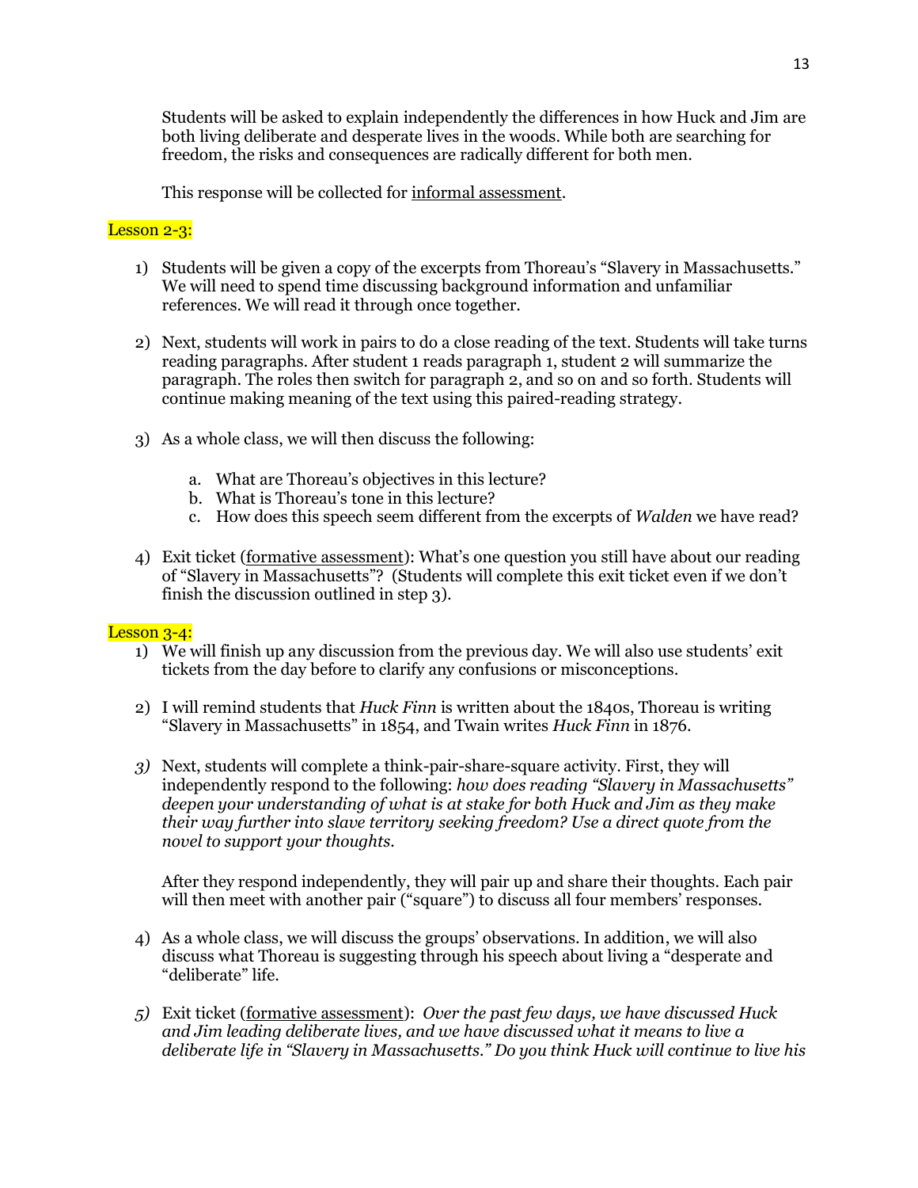Students will be asked to explain independently the differences in how Huck and Jim are both living deliberate and desperate lives in the woods. While both are searching for freedom, the risks and consequences are radically different for both men.

This response will be collected for <u>informal assessment</u>.

Lesson 2-3:

1) Students will be given a copy of the excerpts from Thoreau's "Slavery in Massachusetts." We will need to spend time discussing background information and unfamiliar references. We will read it through once together.

2) Next, students will work in pairs to do a close reading of the text. Students will take turns reading paragraphs. After student 1 reads paragraph 1, student 2 will summarize the paragraph. The roles then switch for paragraph 2, and so on and so forth. Students will continue making meaning of the text using this paired-reading strategy.

3) As a whole class, we will then discuss the following:

    a. What are Thoreau's objectives in this lecture?
    b. What is Thoreau's tone in this lecture?
    c. How does this speech seem different from the excerpts of *Walden* we have read?

4) Exit ticket (<u>formative assessment</u>): What's one question you still have about our reading of "Slavery in Massachusetts"? (Students will complete this exit ticket even if we don't finish the discussion outlined in step 3).

Lesson 3-4:

1) We will finish up any discussion from the previous day. We will also use students' exit tickets from the day before to clarify any confusions or misconceptions.

2) I will remind students that *Huck Finn* is written about the 1840s, Thoreau is writing "Slavery in Massachusetts" in 1854, and Twain writes *Huck Finn* in 1876.

3) Next, students will complete a think-pair-share-square activity. First, they will independently respond to the following: *how does reading "Slavery in Massachusetts" deepen your understanding of what is at stake for both Huck and Jim as they make their way further into slave territory seeking freedom? Use a direct quote from the novel to support your thoughts.*

    After they respond independently, they will pair up and share their thoughts. Each pair will then meet with another pair ("square") to discuss all four members' responses.

4) As a whole class, we will discuss the groups' observations. In addition, we will also discuss what Thoreau is suggesting through his speech about living a "desperate and "deliberate" life.

5) Exit ticket (<u>formative assessment</u>): *Over the past few days, we have discussed Huck and Jim leading deliberate lives, and we have discussed what it means to live a deliberate life in "Slavery in Massachusetts." Do you think Huck will continue to live his*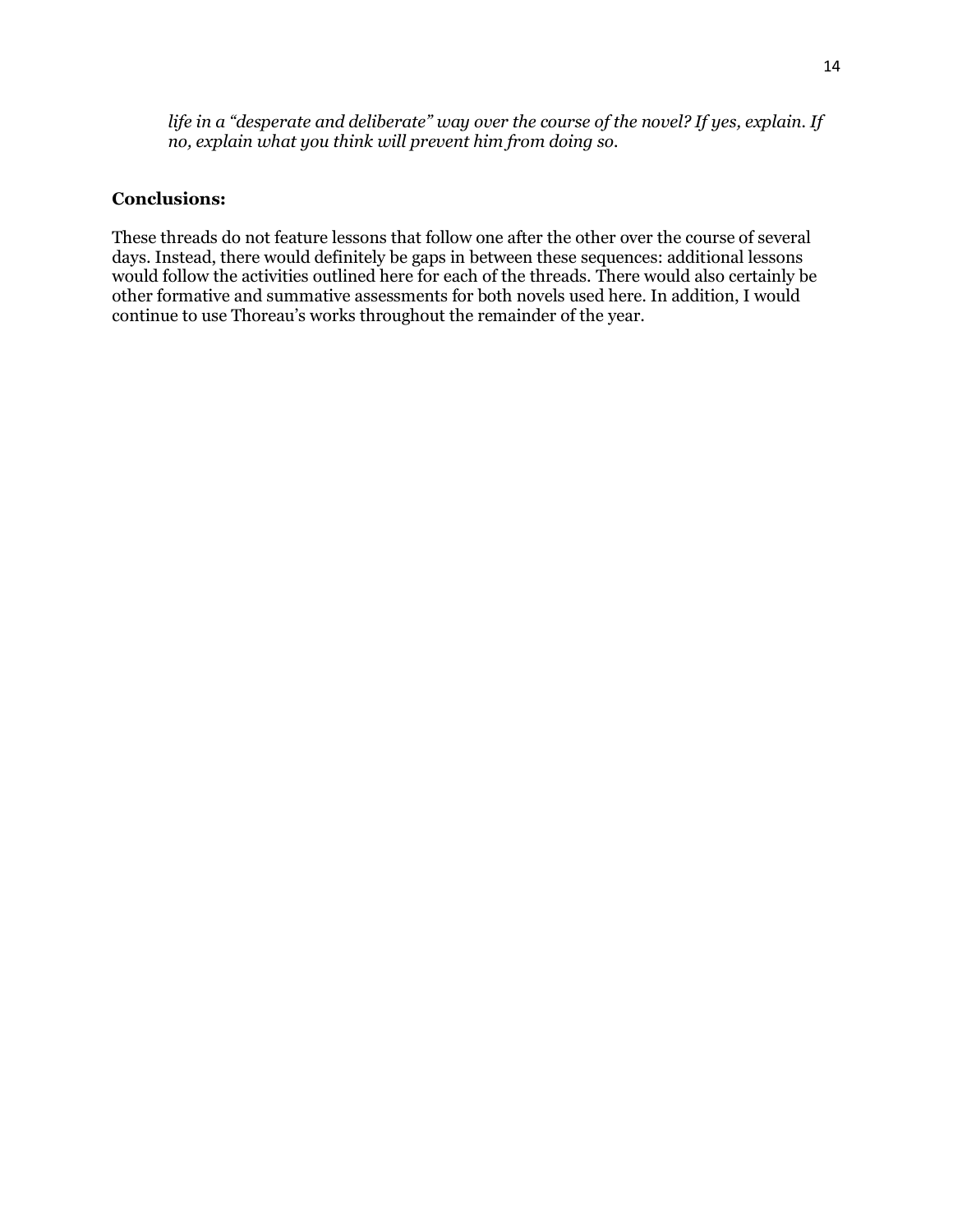*life in a "desperate and deliberate" way over the course of the novel? If yes, explain. If no, explain what you think will prevent him from doing so.*

**Conclusions:**

These threads do not feature lessons that follow one after the other over the course of several days. Instead, there would definitely be gaps in between these sequences: additional lessons would follow the activities outlined here for each of the threads. There would also certainly be other formative and summative assessments for both novels used here. In addition, I would continue to use Thoreau's works throughout the remainder of the year.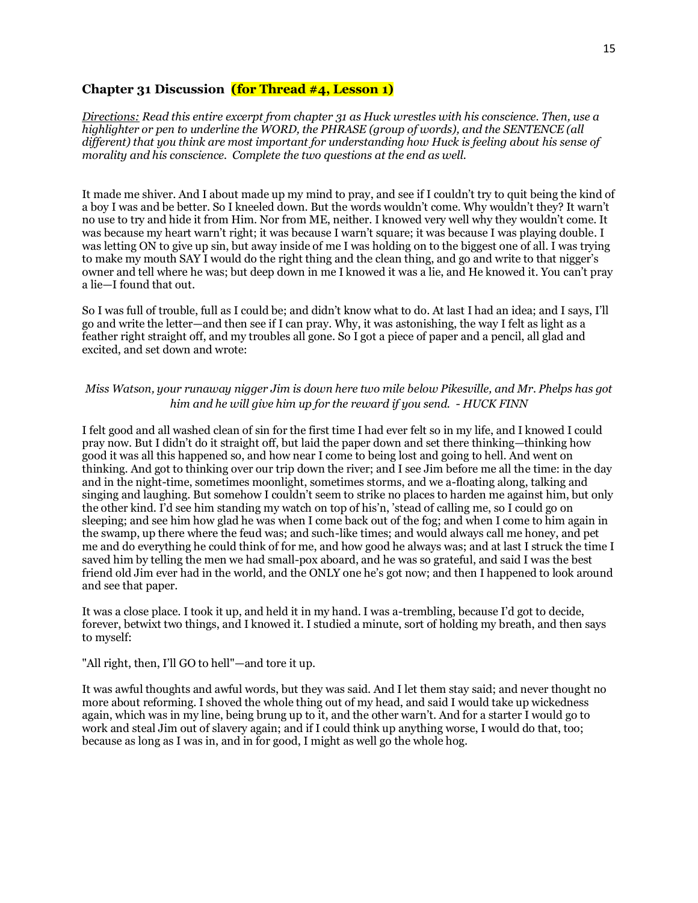### Chapter 31 Discussion **(for Thread #4, Lesson 1)**

*Directions: Read this entire excerpt from chapter 31 as Huck wrestles with his conscience. Then, use a highlighter or pen to underline the WORD, the PHRASE (group of words), and the SENTENCE (all different) that you think are most important for understanding how Huck is feeling about his sense of morality and his conscience. Complete the two questions at the end as well.*

It made me shiver. And I about made up my mind to pray, and see if I couldn't try to quit being the kind of a boy I was and be better. So I kneeled down. But the words wouldn't come. Why wouldn't they? It warn't no use to try and hide it from Him. Nor from ME, neither. I knowed very well why they wouldn't come. It was because my heart warn't right; it was because I warn't square; it was because I was playing double. I was letting ON to give up sin, but away inside of me I was holding on to the biggest one of all. I was trying to make my mouth SAY I would do the right thing and the clean thing, and go and write to that nigger's owner and tell where he was; but deep down in me I knowed it was a lie, and He knowed it. You can't pray a lie—I found that out.

So I was full of trouble, full as I could be; and didn't know what to do. At last I had an idea; and I says, I'll go and write the letter—and then see if I can pray. Why, it was astonishing, the way I felt as light as a feather right straight off, and my troubles all gone. So I got a piece of paper and a pencil, all glad and excited, and set down and wrote:

*Miss Watson, your runaway nigger Jim is down here two mile below Pikesville, and Mr. Phelps has got him and he will give him up for the reward if you send. - HUCK FINN*

I felt good and all washed clean of sin for the first time I had ever felt so in my life, and I knowed I could pray now. But I didn't do it straight off, but laid the paper down and set there thinking—thinking how good it was all this happened so, and how near I come to being lost and going to hell. And went on thinking. And got to thinking over our trip down the river; and I see Jim before me all the time: in the day and in the night-time, sometimes moonlight, sometimes storms, and we a-floating along, talking and singing and laughing. But somehow I couldn't seem to strike no places to harden me against him, but only the other kind. I'd see him standing my watch on top of his'n, 'stead of calling me, so I could go on sleeping; and see him how glad he was when I come back out of the fog; and when I come to him again in the swamp, up there where the feud was; and such-like times; and would always call me honey, and pet me and do everything he could think of for me, and how good he always was; and at last I struck the time I saved him by telling the men we had small-pox aboard, and he was so grateful, and said I was the best friend old Jim ever had in the world, and the ONLY one he's got now; and then I happened to look around and see that paper.

It was a close place. I took it up, and held it in my hand. I was a-trembling, because I'd got to decide, forever, betwixt two things, and I knowed it. I studied a minute, sort of holding my breath, and then says to myself:

"All right, then, I'll GO to hell"—and tore it up.

It was awful thoughts and awful words, but they was said. And I let them stay said; and never thought no more about reforming. I shoved the whole thing out of my head, and said I would take up wickedness again, which was in my line, being brung up to it, and the other warn't. And for a starter I would go to work and steal Jim out of slavery again; and if I could think up anything worse, I would do that, too; because as long as I was in, and in for good, I might as well go the whole hog.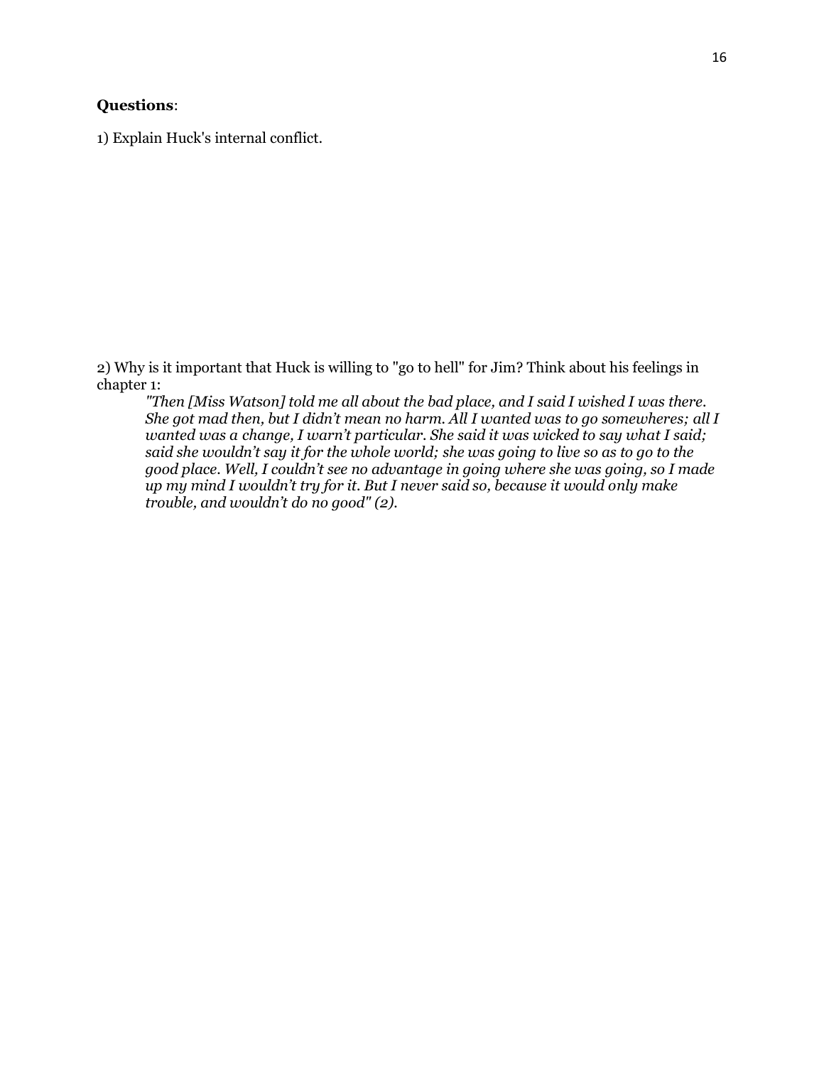**Questions**:

1) Explain Huck's internal conflict.

2) Why is it important that Huck is willing to "go to hell" for Jim? Think about his feelings in chapter 1:

> *"Then [Miss Watson] told me all about the bad place, and I said I wished I was there. She got mad then, but I didn't mean no harm. All I wanted was to go somewheres; all I wanted was a change, I warn't particular. She said it was wicked to say what I said; said she wouldn't say it for the whole world; she was going to live so as to go to the good place. Well, I couldn't see no advantage in going where she was going, so I made up my mind I wouldn't try for it. But I never said so, because it would only make trouble, and wouldn't do no good" (2).*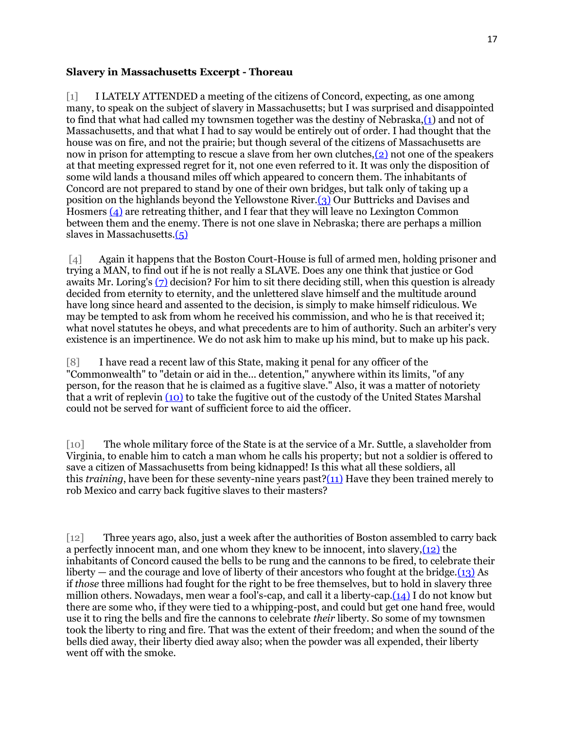**Slavery in Massachusetts Excerpt - Thoreau**

[1] I LATELY ATTENDED a meeting of the citizens of Concord, expecting, as one among many, to speak on the subject of slavery in Massachusetts; but I was surprised and disappointed to find that what had called my townsmen together was the destiny of Nebraska,(1) and not of Massachusetts, and that what I had to say would be entirely out of order. I had thought that the house was on fire, and not the prairie; but though several of the citizens of Massachusetts are now in prison for attempting to rescue a slave from her own clutches,(2) not one of the speakers at that meeting expressed regret for it, not one even referred to it. It was only the disposition of some wild lands a thousand miles off which appeared to concern them. The inhabitants of Concord are not prepared to stand by one of their own bridges, but talk only of taking up a position on the highlands beyond the Yellowstone River.(3) Our Buttricks and Davises and Hosmers (4) are retreating thither, and I fear that they will leave no Lexington Common between them and the enemy. There is not one slave in Nebraska; there are perhaps a million slaves in Massachusetts.(5)

[4] Again it happens that the Boston Court-House is full of armed men, holding prisoner and trying a MAN, to find out if he is not really a SLAVE. Does any one think that justice or God awaits Mr. Loring's (7) decision? For him to sit there deciding still, when this question is already decided from eternity to eternity, and the unlettered slave himself and the multitude around have long since heard and assented to the decision, is simply to make himself ridiculous. We may be tempted to ask from whom he received his commission, and who he is that received it; what novel statutes he obeys, and what precedents are to him of authority. Such an arbiter's very existence is an impertinence. We do not ask him to make up his mind, but to make up his pack.

[8] I have read a recent law of this State, making it penal for any officer of the "Commonwealth" to "detain or aid in the... detention," anywhere within its limits, "of any person, for the reason that he is claimed as a fugitive slave." Also, it was a matter of notoriety that a writ of replevin (10) to take the fugitive out of the custody of the United States Marshal could not be served for want of sufficient force to aid the officer.

[10] The whole military force of the State is at the service of a Mr. Suttle, a slaveholder from Virginia, to enable him to catch a man whom he calls his property; but not a soldier is offered to save a citizen of Massachusetts from being kidnapped! Is this what all these soldiers, all this *training*, have been for these seventy-nine years past?(11) Have they been trained merely to rob Mexico and carry back fugitive slaves to their masters?

[12] Three years ago, also, just a week after the authorities of Boston assembled to carry back a perfectly innocent man, and one whom they knew to be innocent, into slavery,(12) the inhabitants of Concord caused the bells to be rung and the cannons to be fired, to celebrate their liberty — and the courage and love of liberty of their ancestors who fought at the bridge.(13) As if *those* three millions had fought for the right to be free themselves, but to hold in slavery three million others. Nowadays, men wear a fool's-cap, and call it a liberty-cap.(14) I do not know but there are some who, if they were tied to a whipping-post, and could but get one hand free, would use it to ring the bells and fire the cannons to celebrate *their* liberty. So some of my townsmen took the liberty to ring and fire. That was the extent of their freedom; and when the sound of the bells died away, their liberty died away also; when the powder was all expended, their liberty went off with the smoke.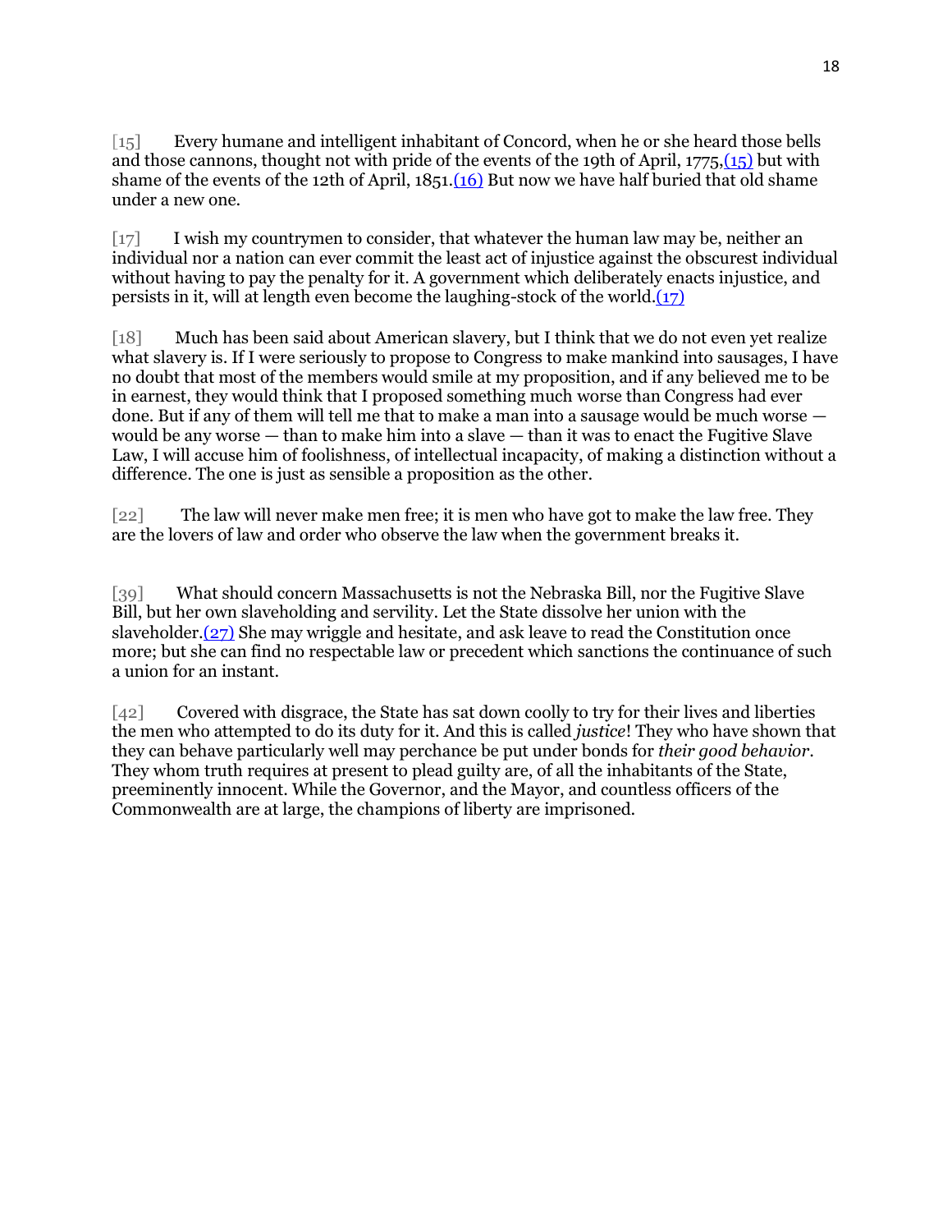[15] Every humane and intelligent inhabitant of Concord, when he or she heard those bells and those cannons, thought not with pride of the events of the 19th of April, 1775,(15) but with shame of the events of the 12th of April, 1851.(16) But now we have half buried that old shame under a new one.

[17] I wish my countrymen to consider, that whatever the human law may be, neither an individual nor a nation can ever commit the least act of injustice against the obscurest individual without having to pay the penalty for it. A government which deliberately enacts injustice, and persists in it, will at length even become the laughing-stock of the world.(17)

[18] Much has been said about American slavery, but I think that we do not even yet realize what slavery is. If I were seriously to propose to Congress to make mankind into sausages, I have no doubt that most of the members would smile at my proposition, and if any believed me to be in earnest, they would think that I proposed something much worse than Congress had ever done. But if any of them will tell me that to make a man into a sausage would be much worse — would be any worse — than to make him into a slave — than it was to enact the Fugitive Slave Law, I will accuse him of foolishness, of intellectual incapacity, of making a distinction without a difference. The one is just as sensible a proposition as the other.

[22] The law will never make men free; it is men who have got to make the law free. They are the lovers of law and order who observe the law when the government breaks it.

[39] What should concern Massachusetts is not the Nebraska Bill, nor the Fugitive Slave Bill, but her own slaveholding and servility. Let the State dissolve her union with the slaveholder.(27) She may wriggle and hesitate, and ask leave to read the Constitution once more; but she can find no respectable law or precedent which sanctions the continuance of such a union for an instant.

[42] Covered with disgrace, the State has sat down coolly to try for their lives and liberties the men who attempted to do its duty for it. And this is called *justice*! They who have shown that they can behave particularly well may perchance be put under bonds for *their good behavior*. They whom truth requires at present to plead guilty are, of all the inhabitants of the State, preeminently innocent. While the Governor, and the Mayor, and countless officers of the Commonwealth are at large, the champions of liberty are imprisoned.